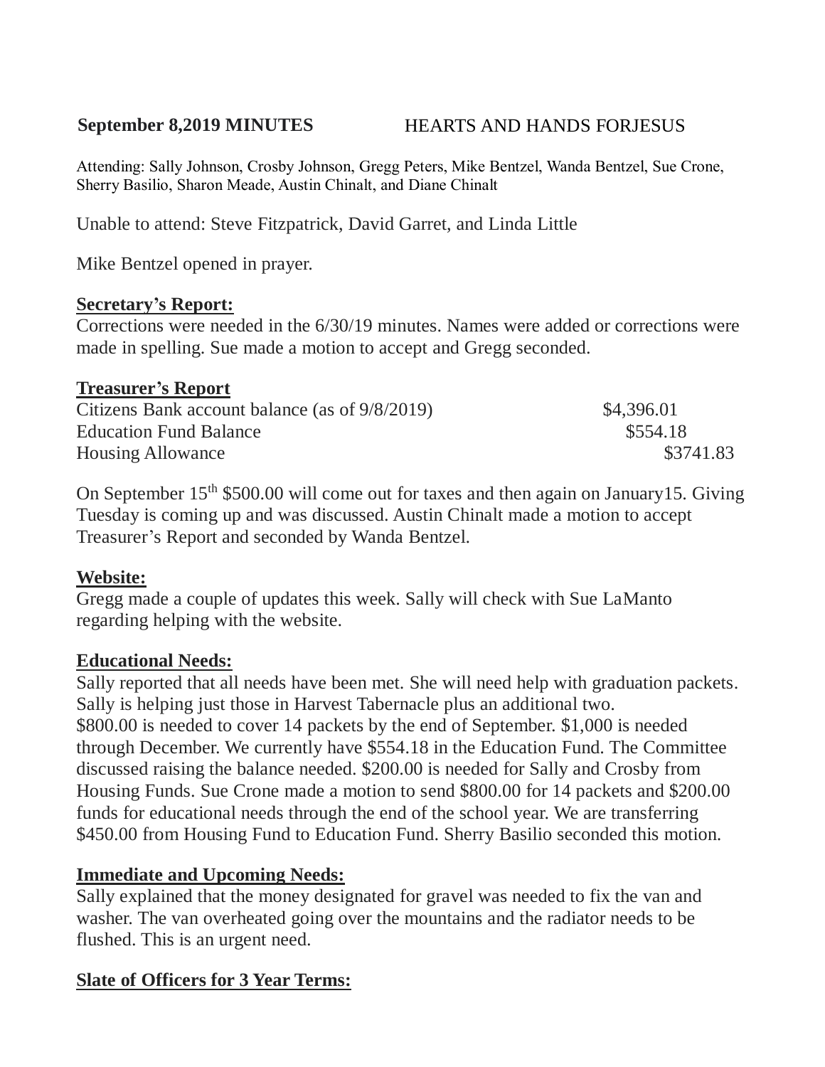**September 8,2019 MINUTES** HEARTS AND HANDS FORJESUS

Attending: Sally Johnson, Crosby Johnson, Gregg Peters, Mike Bentzel, Wanda Bentzel, Sue Crone, Sherry Basilio, Sharon Meade, Austin Chinalt, and Diane Chinalt

Unable to attend: Steve Fitzpatrick, David Garret, and Linda Little

Mike Bentzel opened in prayer.

**Secretary's Report:**

Corrections were needed in the 6/30/19 minutes. Names were added or corrections were made in spelling. Sue made a motion to accept and Gregg seconded.

**Treasurer's Report**

| | |
|---|---|
| Citizens Bank account balance (as of 9/8/2019) | $4,396.01 |
| Education Fund Balance | $554.18 |
| Housing Allowance | $3741.83 |

On September 15th $500.00 will come out for taxes and then again on January15. Giving Tuesday is coming up and was discussed. Austin Chinalt made a motion to accept Treasurer's Report and seconded by Wanda Bentzel.

**Website:**

Gregg made a couple of updates this week. Sally will check with Sue LaManto regarding helping with the website.

**Educational Needs:**

Sally reported that all needs have been met. She will need help with graduation packets. Sally is helping just those in Harvest Tabernacle plus an additional two. $800.00 is needed to cover 14 packets by the end of September. $1,000 is needed through December. We currently have $554.18 in the Education Fund. The Committee discussed raising the balance needed. $200.00 is needed for Sally and Crosby from Housing Funds. Sue Crone made a motion to send $800.00 for 14 packets and $200.00 funds for educational needs through the end of the school year. We are transferring $450.00 from Housing Fund to Education Fund. Sherry Basilio seconded this motion.

**Immediate and Upcoming Needs:**

Sally explained that the money designated for gravel was needed to fix the van and washer. The van overheated going over the mountains and the radiator needs to be flushed. This is an urgent need.

**Slate of Officers for 3 Year Terms:**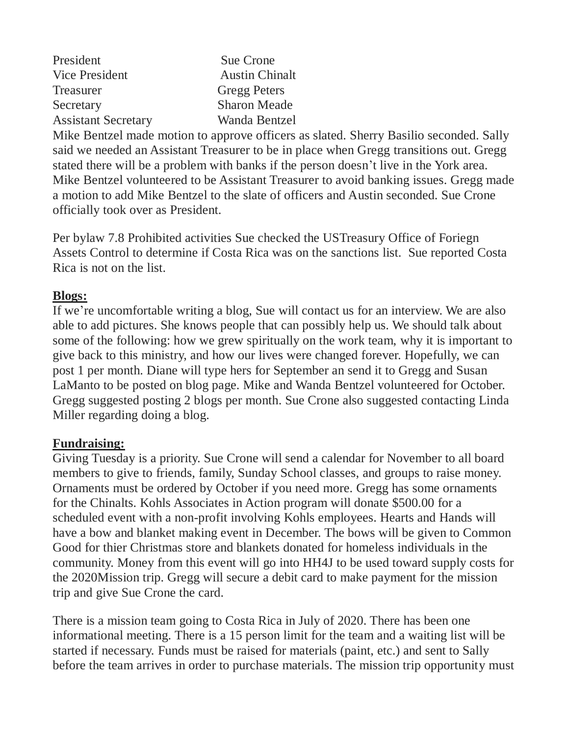| | |
|---|---|
| President | Sue Crone |
| Vice President | Austin Chinalt |
| Treasurer | Gregg Peters |
| Secretary | Sharon Meade |
| Assistant Secretary | Wanda Bentzel |

Mike Bentzel made motion to approve officers as slated. Sherry Basilio seconded. Sally said we needed an Assistant Treasurer to be in place when Gregg transitions out. Gregg stated there will be a problem with banks if the person doesn't live in the York area. Mike Bentzel volunteered to be Assistant Treasurer to avoid banking issues. Gregg made a motion to add Mike Bentzel to the slate of officers and Austin seconded. Sue Crone officially took over as President.

Per bylaw 7.8 Prohibited activities Sue checked the USTreasury Office of Foriegn Assets Control to determine if Costa Rica was on the sanctions list. Sue reported Costa Rica is not on the list.

**<u>Blogs:</u>**
If we're uncomfortable writing a blog, Sue will contact us for an interview. We are also able to add pictures. She knows people that can possibly help us. We should talk about some of the following: how we grew spiritually on the work team, why it is important to give back to this ministry, and how our lives were changed forever. Hopefully, we can post 1 per month. Diane will type hers for September an send it to Gregg and Susan LaManto to be posted on blog page. Mike and Wanda Bentzel volunteered for October. Gregg suggested posting 2 blogs per month. Sue Crone also suggested contacting Linda Miller regarding doing a blog.

**<u>Fundraising:</u>**
Giving Tuesday is a priority. Sue Crone will send a calendar for November to all board members to give to friends, family, Sunday School classes, and groups to raise money. Ornaments must be ordered by October if you need more. Gregg has some ornaments for the Chinalts. Kohls Associates in Action program will donate $500.00 for a scheduled event with a non-profit involving Kohls employees. Hearts and Hands will have a bow and blanket making event in December. The bows will be given to Common Good for thier Christmas store and blankets donated for homeless individuals in the community. Money from this event will go into HH4J to be used toward supply costs for the 2020Mission trip. Gregg will secure a debit card to make payment for the mission trip and give Sue Crone the card.

There is a mission team going to Costa Rica in July of 2020. There has been one informational meeting. There is a 15 person limit for the team and a waiting list will be started if necessary. Funds must be raised for materials (paint, etc.) and sent to Sally before the team arrives in order to purchase materials. The mission trip opportunity must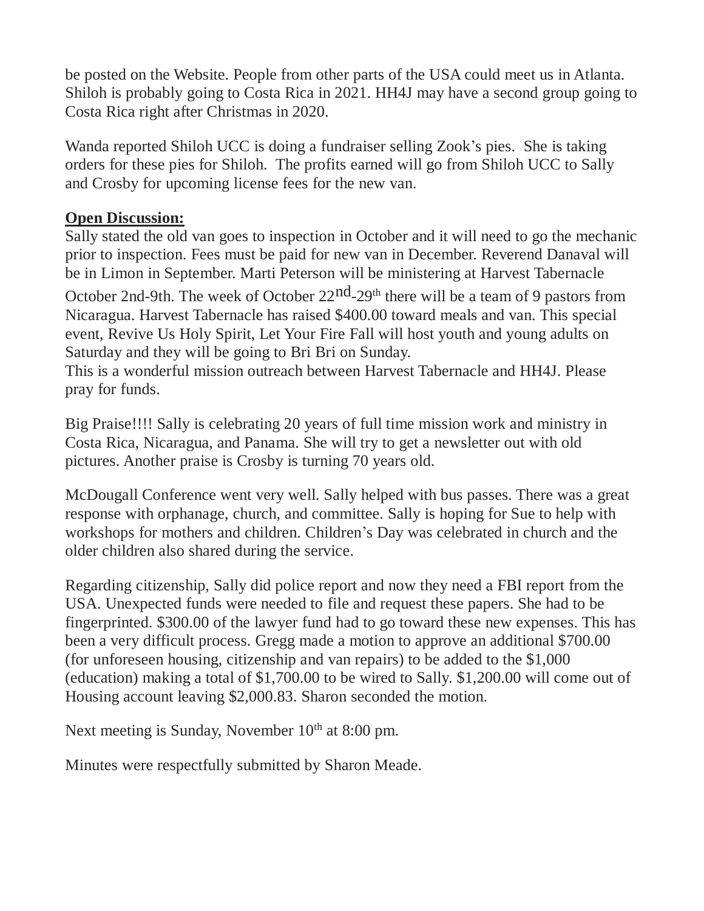be posted on the Website. People from other parts of the USA could meet us in Atlanta. Shiloh is probably going to Costa Rica in 2021. HH4J may have a second group going to Costa Rica right after Christmas in 2020.

Wanda reported Shiloh UCC is doing a fundraiser selling Zook's pies. She is taking orders for these pies for Shiloh. The profits earned will go from Shiloh UCC to Sally and Crosby for upcoming license fees for the new van.

**Open Discussion:**

Sally stated the old van goes to inspection in October and it will need to go the mechanic prior to inspection. Fees must be paid for new van in December. Reverend Danaval will be in Limon in September. Marti Peterson will be ministering at Harvest Tabernacle October 2nd-9th. The week of October 22nd-29th there will be a team of 9 pastors from Nicaragua. Harvest Tabernacle has raised $400.00 toward meals and van. This special event, Revive Us Holy Spirit, Let Your Fire Fall will host youth and young adults on Saturday and they will be going to Bri Bri on Sunday.
This is a wonderful mission outreach between Harvest Tabernacle and HH4J. Please pray for funds.

Big Praise!!!! Sally is celebrating 20 years of full time mission work and ministry in Costa Rica, Nicaragua, and Panama. She will try to get a newsletter out with old pictures. Another praise is Crosby is turning 70 years old.

McDougall Conference went very well. Sally helped with bus passes. There was a great response with orphanage, church, and committee. Sally is hoping for Sue to help with workshops for mothers and children. Children's Day was celebrated in church and the older children also shared during the service.

Regarding citizenship, Sally did police report and now they need a FBI report from the USA. Unexpected funds were needed to file and request these papers. She had to be fingerprinted. $300.00 of the lawyer fund had to go toward these new expenses. This has been a very difficult process. Gregg made a motion to approve an additional $700.00 (for unforeseen housing, citizenship and van repairs) to be added to the $1,000 (education) making a total of $1,700.00 to be wired to Sally. $1,200.00 will come out of Housing account leaving $2,000.83. Sharon seconded the motion.

Next meeting is Sunday, November 10th at 8:00 pm.

Minutes were respectfully submitted by Sharon Meade.